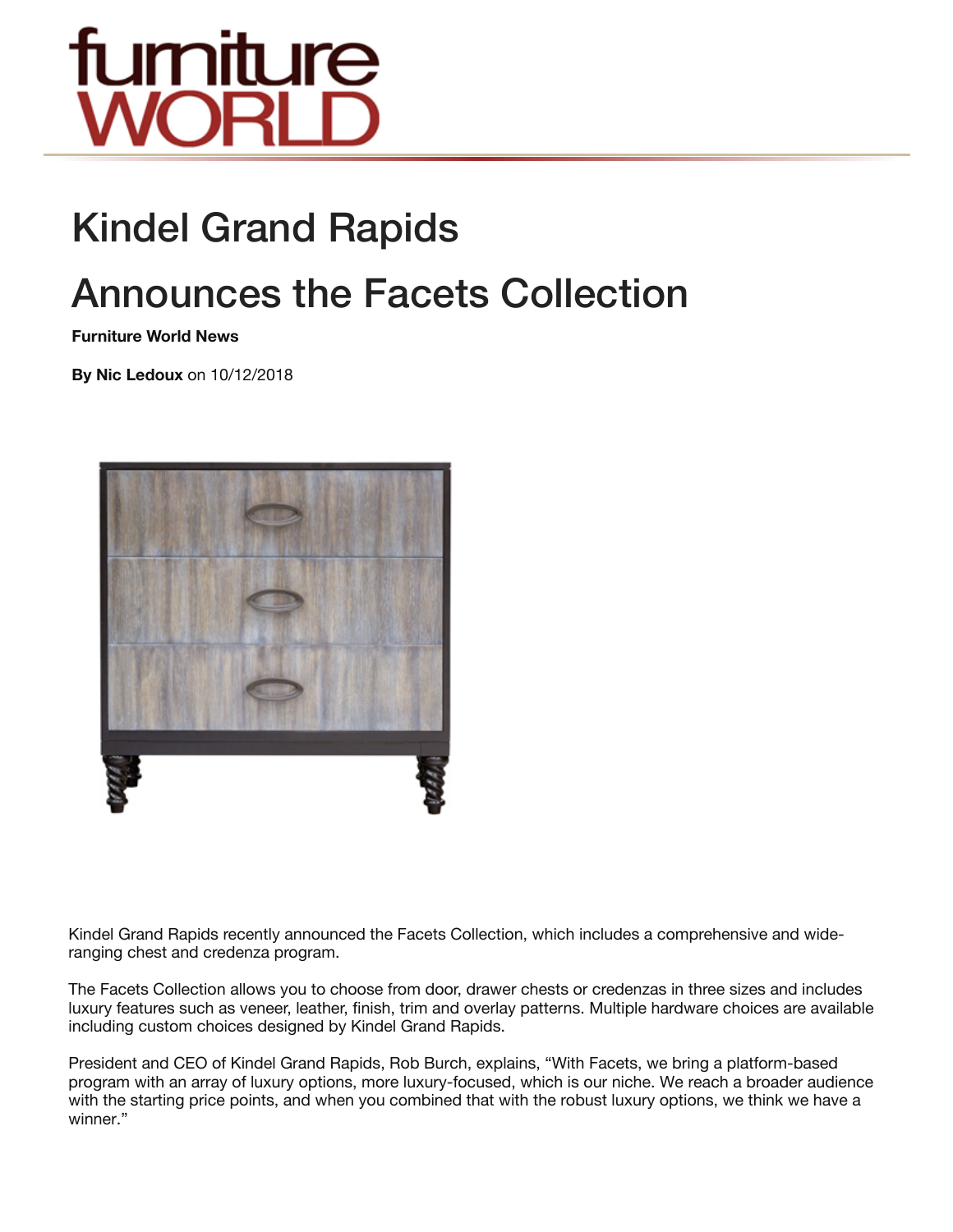# Kindel Grand Rapids

# Announces the Facets Collection

**Furniture World News**

**By Nic Ledoux** on 10/12/2018

Kindel Grand Rapids recently announced the Facets Collection, which includes a comprehensive and wide-ranging chest and credenza program.

The Facets Collection allows you to choose from door, drawer chests or credenzas in three sizes and includes luxury features such as veneer, leather, finish, trim and overlay patterns. Multiple hardware choices are available including custom choices designed by Kindel Grand Rapids.

President and CEO of Kindel Grand Rapids, Rob Burch, explains, "With Facets, we bring a platform-based program with an array of luxury options, more luxury-focused, which is our niche. We reach a broader audience with the starting price points, and when you combined that with the robust luxury options, we think we have a winner."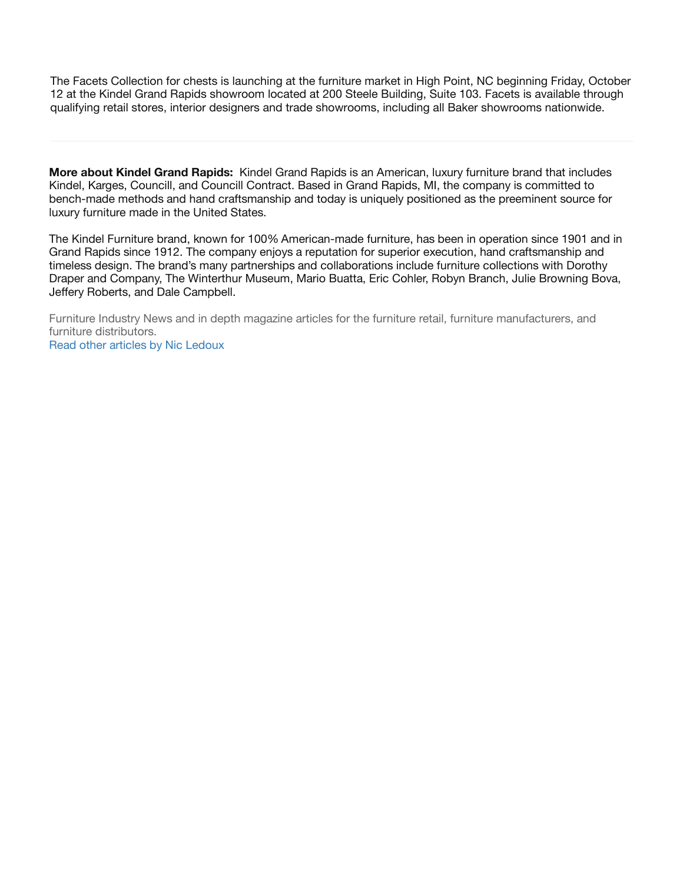The Facets Collection for chests is launching at the furniture market in High Point, NC beginning Friday, October 12 at the Kindel Grand Rapids showroom located at 200 Steele Building, Suite 103. Facets is available through qualifying retail stores, interior designers and trade showrooms, including all Baker showrooms nationwide.

---

**More about Kindel Grand Rapids:** Kindel Grand Rapids is an American, luxury furniture brand that includes Kindel, Karges, Councill, and Councill Contract. Based in Grand Rapids, MI, the company is committed to bench-made methods and hand craftsmanship and today is uniquely positioned as the preeminent source for luxury furniture made in the United States.

The Kindel Furniture brand, known for 100% American-made furniture, has been in operation since 1901 and in Grand Rapids since 1912. The company enjoys a reputation for superior execution, hand craftsmanship and timeless design. The brand's many partnerships and collaborations include furniture collections with Dorothy Draper and Company, The Winterthur Museum, Mario Buatta, Eric Cohler, Robyn Branch, Julie Browning Bova, Jeffery Roberts, and Dale Campbell.

Furniture Industry News and in depth magazine articles for the furniture retail, furniture manufacturers, and furniture distributors.
Read other articles by Nic Ledoux